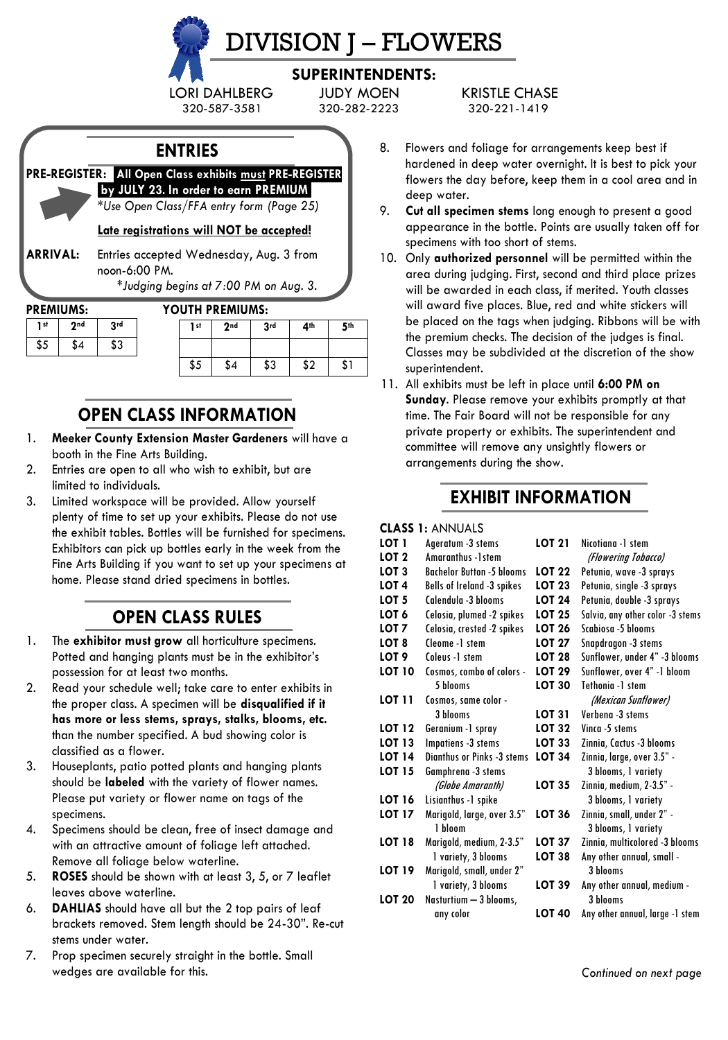# DIVISION J – FLOWERS

## SUPERINTENDENTS:

LORI DAHLBERG 320-587-3581
JUDY MOEN 320-282-2223
KRISTLE CHASE 320-221-1419

## ENTRIES

**PRE-REGISTER:** **All Open Class exhibits must PRE-REGISTER by JULY 23. In order to earn PREMIUM**

*\*Use Open Class/FFA entry form (Page 25)*

**Late registrations will NOT be accepted!**

**ARRIVAL:** Entries accepted Wednesday, Aug. 3 from noon-6:00 PM.

*\*Judging begins at 7:00 PM on Aug. 3.*

**PREMIUMS:**

| 1st | 2nd | 3rd |
|---|---|---|
| $5 | $4 | $3 |

**YOUTH PREMIUMS:**

| 1st | 2nd | 3rd | 4th | 5th |
|---|---|---|---|---|
| $5 | $4 | $3 | $2 | $1 |

## OPEN CLASS INFORMATION

1. **Meeker County Extension Master Gardeners** will have a booth in the Fine Arts Building.
2. Entries are open to all who wish to exhibit, but are limited to individuals.
3. Limited workspace will be provided. Allow yourself plenty of time to set up your exhibits. Please do not use the exhibit tables. Bottles will be furnished for specimens. Exhibitors can pick up bottles early in the week from the Fine Arts Building if you want to set up your specimens at home. Please stand dried specimens in bottles.

## OPEN CLASS RULES

1. The **exhibitor must grow** all horticulture specimens. Potted and hanging plants must be in the exhibitor's possession for at least two months.
2. Read your schedule well; take care to enter exhibits in the proper class. A specimen will be **disqualified if it has more or less stems, sprays, stalks, blooms, etc.** than the number specified. A bud showing color is classified as a flower.
3. Houseplants, patio potted plants and hanging plants should be **labeled** with the variety of flower names. Please put variety or flower name on tags of the specimens.
4. Specimens should be clean, free of insect damage and with an attractive amount of foliage left attached. Remove all foliage below waterline.
5. **ROSES** should be shown with at least 3, 5, or 7 leaflet leaves above waterline.
6. **DAHLIAS** should have all but the 2 top pairs of leaf brackets removed. Stem length should be 24-30". Re-cut stems under water.
7. Prop specimen securely straight in the bottle. Small wedges are available for this.
8. Flowers and foliage for arrangements keep best if hardened in deep water overnight. It is best to pick your flowers the day before, keep them in a cool area and in deep water.
9. **Cut all specimen stems** long enough to present a good appearance in the bottle. Points are usually taken off for specimens with too short of stems.
10. Only **authorized personnel** will be permitted within the area during judging. First, second and third place prizes will be awarded in each class, if merited. Youth classes will award five places. Blue, red and white stickers will be placed on the tags when judging. Ribbons will be with the premium checks. The decision of the judges is final. Classes may be subdivided at the discretion of the show superintendent.
11. All exhibits must be left in place until **6:00 PM on Sunday**. Please remove your exhibits promptly at that time. The Fair Board will not be responsible for any private property or exhibits. The superintendent and committee will remove any unsightly flowers or arrangements during the show.

## EXHIBIT INFORMATION

**CLASS 1:** ANNUALS

- **LOT 1** Ageratum -3 stems
- **LOT 2** Amaranthus -1stem
- **LOT 3** Bachelor Button -5 blooms
- **LOT 4** Bells of Ireland -3 spikes
- **LOT 5** Calendula -3 blooms
- **LOT 6** Celosia, plumed -2 spikes
- **LOT 7** Celosia, crested -2 spikes
- **LOT 8** Cleome -1 stem
- **LOT 9** Coleus -1 stem
- **LOT 10** Cosmos, combo of colors - 5 blooms
- **LOT 11** Cosmos, same color - 3 blooms
- **LOT 12** Geranium -1 spray
- **LOT 13** Impatiens -3 stems
- **LOT 14** Dianthus or Pinks -3 stems
- **LOT 15** Gomphrena -3 stems *(Globe Amaranth)*
- **LOT 16** Lisianthus -1 spike
- **LOT 17** Marigold, large, over 3.5" 1 bloom
- **LOT 18** Marigold, medium, 2-3.5" 1 variety, 3 blooms
- **LOT 19** Marigold, small, under 2" 1 variety, 3 blooms
- **LOT 20** Nasturtium – 3 blooms, any color
- **LOT 21** Nicotiana -1 stem *(Flowering Tobacco)*
- **LOT 22** Petunia, wave -3 sprays
- **LOT 23** Petunia, single -3 sprays
- **LOT 24** Petunia, double -3 sprays
- **LOT 25** Salvia, any other color -3 stems
- **LOT 26** Scabiosa -5 blooms
- **LOT 27** Snapdragon -3 stems
- **LOT 28** Sunflower, under 4" -3 blooms
- **LOT 29** Sunflower, over 4" -1 bloom
- **LOT 30** Tethonia -1 stem *(Mexican Sunflower)*
- **LOT 31** Verbena -3 stems
- **LOT 32** Vinca -5 stems
- **LOT 33** Zinnia, Cactus -3 blooms
- **LOT 34** Zinnia, large, over 3.5" - 3 blooms, 1 variety
- **LOT 35** Zinnia, medium, 2-3.5" - 3 blooms, 1 variety
- **LOT 36** Zinnia, small, under 2" - 3 blooms, 1 variety
- **LOT 37** Zinnia, multicolored -3 blooms
- **LOT 38** Any other annual, small - 3 blooms
- **LOT 39** Any other annual, medium - 3 blooms
- **LOT 40** Any other annual, large -1 stem

*Continued on next page*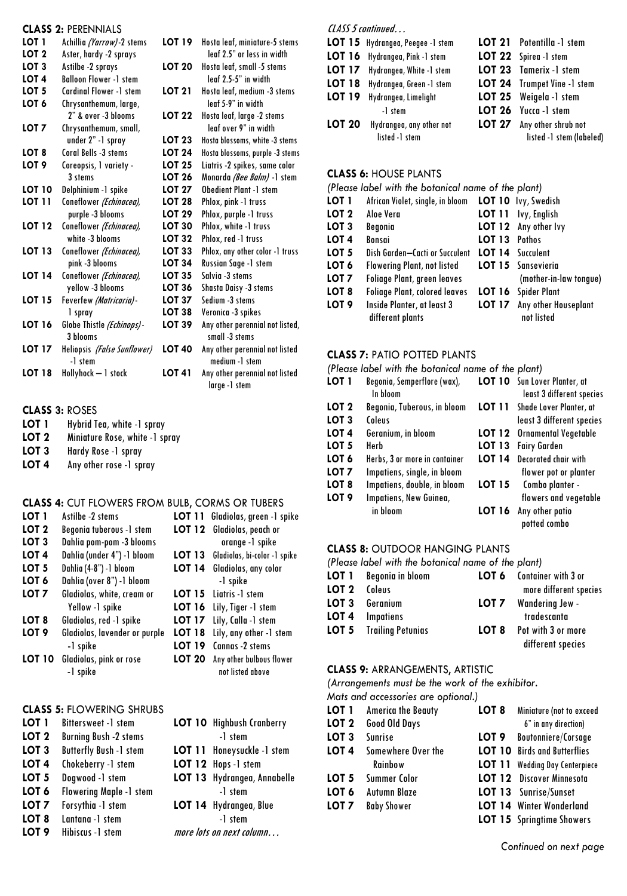## CLASS 2: PERENNIALS

| Lot | Description | Lot | Description |
|---|---|---|---|
| LOT 1 | Achillia *(Yarrow)* -2 stems | LOT 19 | Hosta leaf, miniature-5 stems leaf 2.5" or less in width |
| LOT 2 | Aster, hardy -2 sprays | LOT 20 | Hosta leaf, small -5 stems leaf 2.5-5" in width |
| LOT 3 | Astilbe -2 sprays | LOT 21 | Hosta leaf, medium -3 stems leaf 5-9" in width |
| LOT 4 | Balloon Flower -1 stem | LOT 22 | Hosta leaf, large -2 stems leaf over 9" in width |
| LOT 5 | Cardinal Flower -1 stem | LOT 23 | Hosta blossoms, white -3 stems |
| LOT 6 | Chrysanthemum, large, 2" & over -3 blooms | LOT 24 | Hosta blossoms, purple -3 stems |
| LOT 7 | Chrysanthemum, small, under 2" -1 spray | LOT 25 | Liatris -2 spikes, same color |
| LOT 8 | Coral Bells -3 stems | LOT 26 | Monarda *(Bee Balm)* -1 stem |
| LOT 9 | Coreopsis, 1 variety - 3 stems | LOT 27 | Obedient Plant -1 stem |
| LOT 10 | Delphinium -1 spike | LOT 28 | Phlox, pink -1 truss |
| LOT 11 | Coneflower *(Echinacea)*, purple -3 blooms | LOT 29 | Phlox, purple -1 truss |
| LOT 12 | Coneflower *(Echinacea)*, white -3 blooms | LOT 30 | Phlox, white -1 truss |
| LOT 13 | Coneflower *(Echinacea)*, pink -3 blooms | LOT 32 | Phlox, red -1 truss |
| LOT 14 | Coneflower *(Echinacea)*, yellow -3 blooms | LOT 33 | Phlox, any other color -1 truss |
| LOT 15 | Feverfew *(Matricaria)* - 1 spray | LOT 34 | Russian Sage -1 stem |
| LOT 16 | Globe Thistle *(Echinops)* - 3 blooms | LOT 35 | Salvia -3 stems |
| LOT 17 | Heliopsis *(False Sunflower)* -1 stem | LOT 36 | Shasta Daisy -3 stems |
| LOT 18 | Hollyhock – 1 stock | LOT 37 | Sedium -3 stems |
| | | LOT 38 | Veronica -3 spikes |
| | | LOT 39 | Any other perennial not listed, small -3 stems |
| | | LOT 40 | Any other perennial not listed medium -1 stem |
| | | LOT 41 | Any other perennial not listed large -1 stem |

## CLASS 3: ROSES

- **LOT 1** Hybrid Tea, white -1 spray
- **LOT 2** Miniature Rose, white -1 spray
- **LOT 3** Hardy Rose -1 spray
- **LOT 4** Any other rose -1 spray

## CLASS 4: CUT FLOWERS FROM BULB, CORMS OR TUBERS

| Lot | Description | Lot | Description |
|---|---|---|---|
| LOT 1 | Astilbe -2 stems | LOT 11 | Gladiolas, green -1 spike |
| LOT 2 | Begonia tuberous -1 stem | LOT 12 | Gladiolas, peach or orange -1 spike |
| LOT 3 | Dahlia pom-pom -3 blooms | LOT 13 | Gladiolas, bi-color -1 spike |
| LOT 4 | Dahlia (under 4") -1 bloom | LOT 14 | Gladiolas, any color -1 spike |
| LOT 5 | Dahlia (4-8") -1 bloom | LOT 15 | Liatris -1 stem |
| LOT 6 | Dahlia (over 8") -1 bloom | LOT 16 | Lily, Tiger -1 stem |
| LOT 7 | Gladiolas, white, cream or Yellow -1 spike | LOT 17 | Lily, Calla -1 stem |
| LOT 8 | Gladiolas, red -1 spike | LOT 18 | Lily, any other -1 stem |
| LOT 9 | Gladiolas, lavender or purple -1 spike | LOT 19 | Cannas -2 stems |
| LOT 10 | Gladiolas, pink or rose -1 spike | LOT 20 | Any other bulbous flower not listed above |

## CLASS 5: FLOWERING SHRUBS

| Lot | Description | Lot | Description |
|---|---|---|---|
| LOT 1 | Bittersweet -1 stem | LOT 10 | Highbush Cranberry -1 stem |
| LOT 2 | Burning Bush -2 stems | LOT 11 | Honeysuckle -1 stem |
| LOT 3 | Butterfly Bush -1 stem | LOT 12 | Hops -1 stem |
| LOT 4 | Chokeberry -1 stem | LOT 13 | Hydrangea, Annabelle -1 stem |
| LOT 5 | Dogwood -1 stem | LOT 14 | Hydrangea, Blue -1 stem |
| LOT 6 | Flowering Maple -1 stem | | |
| LOT 7 | Forsythia -1 stem | | |
| LOT 8 | Lantana -1 stem | | |
| LOT 9 | Hibiscus -1 stem | | |

*more lots on next column…*

*CLASS 5 continued…*

| Lot | Description | Lot | Description |
|---|---|---|---|
| LOT 15 | Hydrangea, Peegee -1 stem | LOT 21 | Potentilla -1 stem |
| LOT 16 | Hydrangea, Pink -1 stem | LOT 22 | Spirea -1 stem |
| LOT 17 | Hydrangea, White -1 stem | LOT 23 | Tamerix -1 stem |
| LOT 18 | Hydrangea, Green -1 stem | LOT 24 | Trumpet Vine -1 stem |
| LOT 19 | Hydrangea, Limelight -1 stem | LOT 25 | Weigela -1 stem |
| LOT 20 | Hydrangea, any other not listed -1 stem | LOT 26 | Yucca -1 stem |
| | | LOT 27 | Any other shrub not listed -1 stem (labeled) |

## CLASS 6: HOUSE PLANTS

*(Please label with the botanical name of the plant)*

| Lot | Description | Lot | Description |
|---|---|---|---|
| LOT 1 | African Violet, single, in bloom | LOT 10 | Ivy, Swedish |
| LOT 2 | Aloe Vera | LOT 11 | Ivy, English |
| LOT 3 | Begonia | LOT 12 | Any other Ivy |
| LOT 4 | Bonsai | LOT 13 | Pothos |
| LOT 5 | Dish Garden—Cacti or Succulent | LOT 14 | Succulent |
| LOT 6 | Flowering Plant, not listed | LOT 15 | Sansevieria (mother-in-law tongue) |
| LOT 7 | Foliage Plant, green leaves | LOT 16 | Spider Plant |
| LOT 8 | Foliage Plant, colored leaves | LOT 17 | Any other Houseplant not listed |
| LOT 9 | Inside Planter, at least 3 different plants | | |

## CLASS 7: PATIO POTTED PLANTS

*(Please label with the botanical name of the plant)*

| Lot | Description | Lot | Description |
|---|---|---|---|
| LOT 1 | Begonia, Semperflore (wax), In bloom | LOT 10 | Sun Lover Planter, at least 3 different species |
| LOT 2 | Begonia, Tuberous, in bloom | LOT 11 | Shade Lover Planter, at least 3 different species |
| LOT 3 | Coleus | LOT 12 | Ornamental Vegetable |
| LOT 4 | Geranium, in bloom | LOT 13 | Fairy Garden |
| LOT 5 | Herb | LOT 14 | Decorated chair with flower pot or planter |
| LOT 6 | Herbs, 3 or more in container | LOT 15 | Combo planter - flowers and vegetable |
| LOT 7 | Impatiens, single, in bloom | LOT 16 | Any other patio potted combo |
| LOT 8 | Impatiens, double, in bloom | | |
| LOT 9 | Impatiens, New Guinea, in bloom | | |

## CLASS 8: OUTDOOR HANGING PLANTS

*(Please label with the botanical name of the plant)*

| Lot | Description | Lot | Description |
|---|---|---|---|
| LOT 1 | Begonia in bloom | LOT 6 | Container with 3 or more different species |
| LOT 2 | Coleus | LOT 7 | Wandering Jew - tradescanta |
| LOT 3 | Geranium | LOT 8 | Pot with 3 or more different species |
| LOT 4 | Impatiens | | |
| LOT 5 | Trailing Petunias | | |

## CLASS 9: ARRANGEMENTS, ARTISTIC

*(Arrangements must be the work of the exhibitor. Mats and accessories are optional.)*

| Lot | Description | Lot | Description |
|---|---|---|---|
| LOT 1 | America the Beauty | LOT 8 | Miniature (not to exceed 6" in any direction) |
| LOT 2 | Good Old Days | LOT 9 | Boutonniere/Corsage |
| LOT 3 | Sunrise | LOT 10 | Birds and Butterflies |
| LOT 4 | Somewhere Over the Rainbow | LOT 11 | Wedding Day Centerpiece |
| LOT 5 | Summer Color | LOT 12 | Discover Minnesota |
| LOT 6 | Autumn Blaze | LOT 13 | Sunrise/Sunset |
| LOT 7 | Baby Shower | LOT 14 | Winter Wonderland |
| | | LOT 15 | Springtime Showers |

*Continued on next page*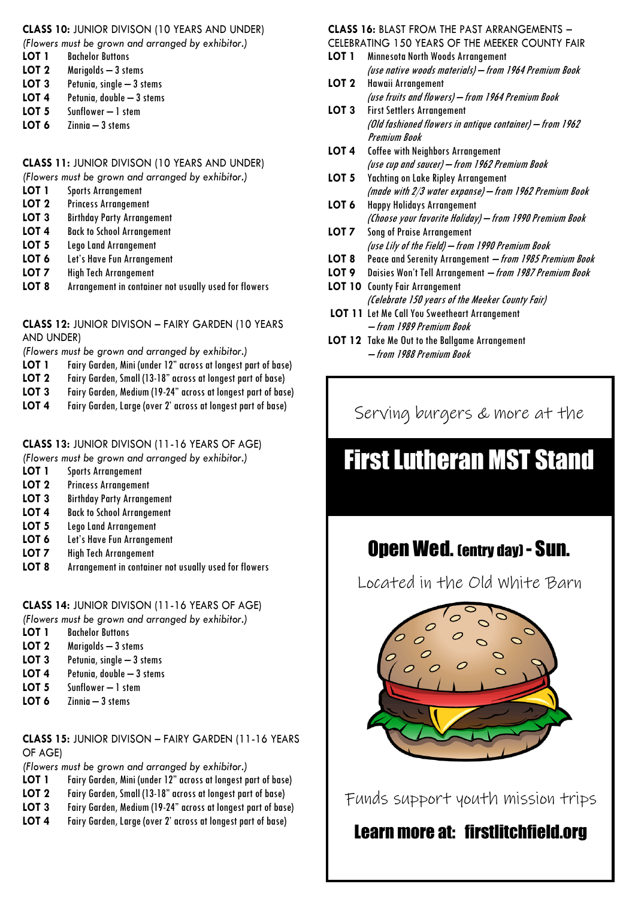**CLASS 10:** JUNIOR DIVISON (10 YEARS AND UNDER)

*(Flowers must be grown and arranged by exhibitor.)*

**LOT 1** Bachelor Buttons
**LOT 2** Marigolds – 3 stems
**LOT 3** Petunia, single – 3 stems
**LOT 4** Petunia, double – 3 stems
**LOT 5** Sunflower – 1 stem
**LOT 6** Zinnia – 3 stems

**CLASS 11:** JUNIOR DIVISON (10 YEARS AND UNDER)

*(Flowers must be grown and arranged by exhibitor.)*

**LOT 1** Sports Arrangement
**LOT 2** Princess Arrangement
**LOT 3** Birthday Party Arrangement
**LOT 4** Back to School Arrangement
**LOT 5** Lego Land Arrangement
**LOT 6** Let's Have Fun Arrangement
**LOT 7** High Tech Arrangement
**LOT 8** Arrangement in container not usually used for flowers

**CLASS 12:** JUNIOR DIVISON – FAIRY GARDEN (10 YEARS AND UNDER)

*(Flowers must be grown and arranged by exhibitor.)*

**LOT 1** Fairy Garden, Mini (under 12" across at longest part of base)
**LOT 2** Fairy Garden, Small (13-18" across at longest part of base)
**LOT 3** Fairy Garden, Medium (19-24" across at longest part of base)
**LOT 4** Fairy Garden, Large (over 2' across at longest part of base)

**CLASS 13:** JUNIOR DIVISON (11-16 YEARS OF AGE)

*(Flowers must be grown and arranged by exhibitor.)*

**LOT 1** Sports Arrangement
**LOT 2** Princess Arrangement
**LOT 3** Birthday Party Arrangement
**LOT 4** Back to School Arrangement
**LOT 5** Lego Land Arrangement
**LOT 6** Let's Have Fun Arrangement
**LOT 7** High Tech Arrangement
**LOT 8** Arrangement in container not usually used for flowers

**CLASS 14:** JUNIOR DIVISON (11-16 YEARS OF AGE)

*(Flowers must be grown and arranged by exhibitor.)*

**LOT 1** Bachelor Buttons
**LOT 2** Marigolds – 3 stems
**LOT 3** Petunia, single – 3 stems
**LOT 4** Petunia, double – 3 stems
**LOT 5** Sunflower – 1 stem
**LOT 6** Zinnia – 3 stems

**CLASS 15:** JUNIOR DIVISON – FAIRY GARDEN (11-16 YEARS OF AGE)

*(Flowers must be grown and arranged by exhibitor.)*

**LOT 1** Fairy Garden, Mini (under 12" across at longest part of base)
**LOT 2** Fairy Garden, Small (13-18" across at longest part of base)
**LOT 3** Fairy Garden, Medium (19-24" across at longest part of base)
**LOT 4** Fairy Garden, Large (over 2' across at longest part of base)

**CLASS 16:** BLAST FROM THE PAST ARRANGEMENTS – CELEBRATING 150 YEARS OF THE MEEKER COUNTY FAIR

**LOT 1** Minnesota North Woods Arrangement
*(use native woods materials) – from 1964 Premium Book*
**LOT 2** Hawaii Arrangement
*(use fruits and flowers) – from 1964 Premium Book*
**LOT 3** First Settlers Arrangement
*(Old fashioned flowers in antique container) – from 1962 Premium Book*
**LOT 4** Coffee with Neighbors Arrangement
*(use cup and saucer) – from 1962 Premium Book*
**LOT 5** Yachting on Lake Ripley Arrangement
*(made with 2/3 water expanse) – from 1962 Premium Book*
**LOT 6** Happy Holidays Arrangement
*(Choose your favorite Holiday) – from 1990 Premium Book*
**LOT 7** Song of Praise Arrangement
*(use Lily of the Field) – from 1990 Premium Book*
**LOT 8** Peace and Serenity Arrangement *– from 1985 Premium Book*
**LOT 9** Daisies Won't Tell Arrangement *– from 1987 Premium Book*
**LOT 10** County Fair Arrangement
*(Celebrate 150 years of the Meeker County Fair)*
**LOT 11** Let Me Call You Sweetheart Arrangement
*– from 1989 Premium Book*
**LOT 12** Take Me Out to the Ballgame Arrangement
*– from 1988 Premium Book*

Serving burgers & more at the

# First Lutheran MST Stand

## Open Wed. (entry day) - Sun.

Located in the Old White Barn

Funds support youth mission trips

**Learn more at: firstlitchfield.org**